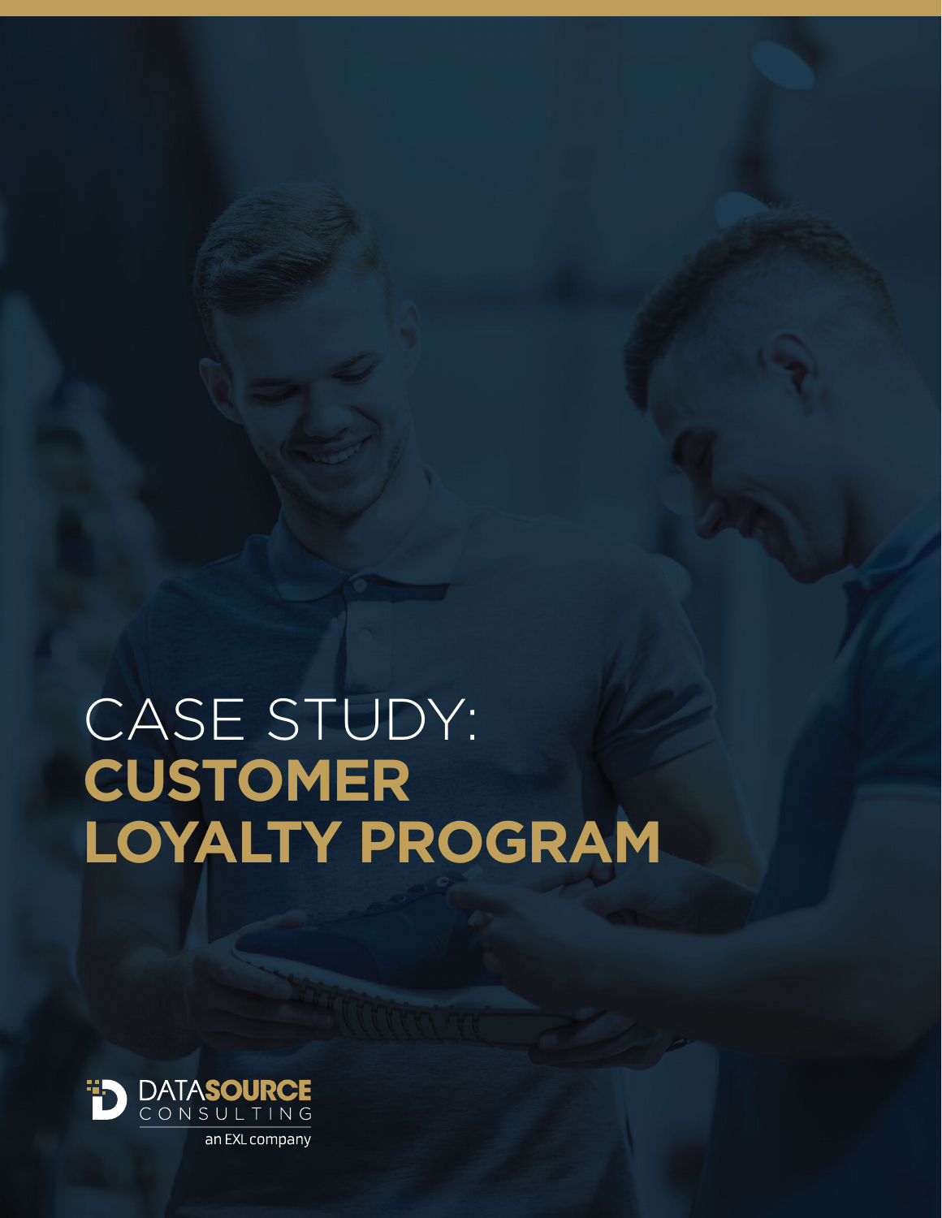# CASE STUDY: **CUSTOMER LOYALTY PROGRAM**

DATASOURCE CONSULTING

an EXL company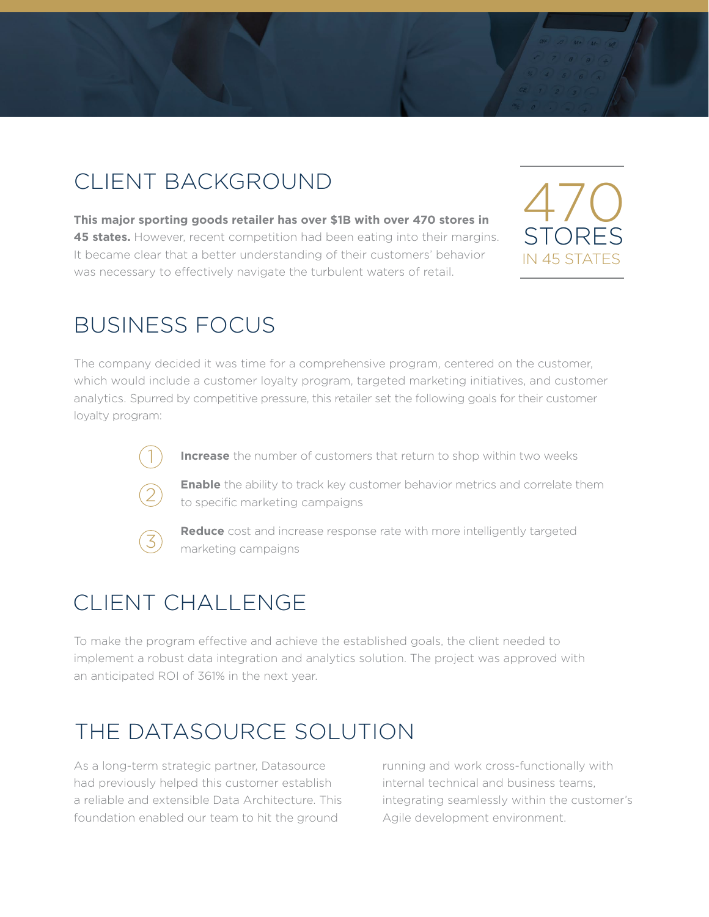## CLIENT BACKGROUND

**This major sporting goods retailer has over $1B with over 470 stores in 45 states.** However, recent competition had been eating into their margins. It became clear that a better understanding of their customers' behavior was necessary to effectively navigate the turbulent waters of retail.

470
STORES
IN 45 STATES

## BUSINESS FOCUS

The company decided it was time for a comprehensive program, centered on the customer, which would include a customer loyalty program, targeted marketing initiatives, and customer analytics. Spurred by competitive pressure, this retailer set the following goals for their customer loyalty program:

1. **Increase** the number of customers that return to shop within two weeks
2. **Enable** the ability to track key customer behavior metrics and correlate them to specific marketing campaigns
3. **Reduce** cost and increase response rate with more intelligently targeted marketing campaigns

## CLIENT CHALLENGE

To make the program effective and achieve the established goals, the client needed to implement a robust data integration and analytics solution. The project was approved with an anticipated ROI of 361% in the next year.

## THE DATASOURCE SOLUTION

As a long-term strategic partner, Datasource had previously helped this customer establish a reliable and extensible Data Architecture. This foundation enabled our team to hit the ground running and work cross-functionally with internal technical and business teams, integrating seamlessly within the customer's Agile development environment.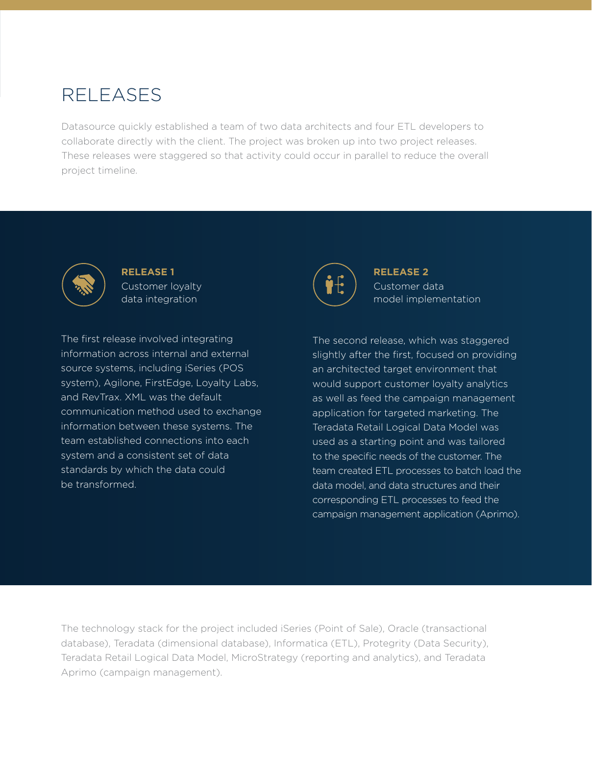# RELEASES

Datasource quickly established a team of two data architects and four ETL developers to collaborate directly with the client. The project was broken up into two project releases. These releases were staggered so that activity could occur in parallel to reduce the overall project timeline.

### RELEASE 1
Customer loyalty data integration

The first release involved integrating information across internal and external source systems, including iSeries (POS system), Agilone, FirstEdge, Loyalty Labs, and RevTrax. XML was the default communication method used to exchange information between these systems. The team established connections into each system and a consistent set of data standards by which the data could be transformed.

### RELEASE 2
Customer data model implementation

The second release, which was staggered slightly after the first, focused on providing an architected target environment that would support customer loyalty analytics as well as feed the campaign management application for targeted marketing. The Teradata Retail Logical Data Model was used as a starting point and was tailored to the specific needs of the customer. The team created ETL processes to batch load the data model, and data structures and their corresponding ETL processes to feed the campaign management application (Aprimo).

The technology stack for the project included iSeries (Point of Sale), Oracle (transactional database), Teradata (dimensional database), Informatica (ETL), Protegrity (Data Security), Teradata Retail Logical Data Model, MicroStrategy (reporting and analytics), and Teradata Aprimo (campaign management).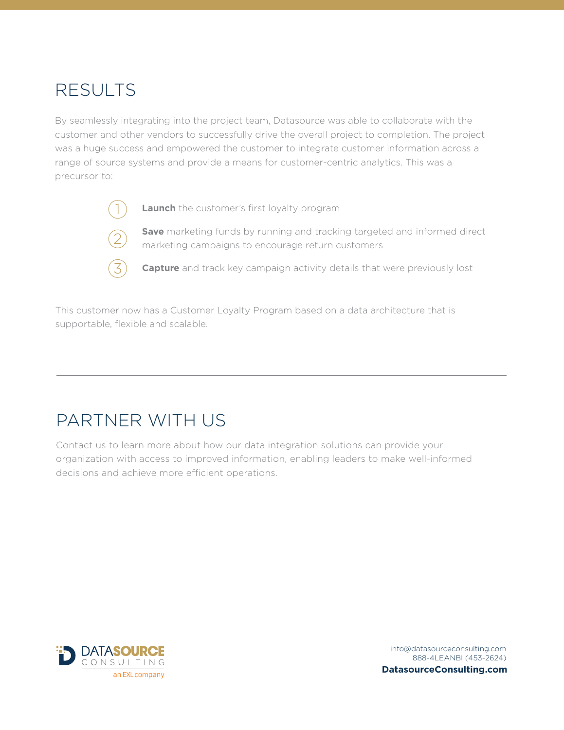## RESULTS

By seamlessly integrating into the project team, Datasource was able to collaborate with the customer and other vendors to successfully drive the overall project to completion. The project was a huge success and empowered the customer to integrate customer information across a range of source systems and provide a means for customer-centric analytics. This was a precursor to:

1. **Launch** the customer's first loyalty program
2. **Save** marketing funds by running and tracking targeted and informed direct marketing campaigns to encourage return customers
3. **Capture** and track key campaign activity details that were previously lost

This customer now has a Customer Loyalty Program based on a data architecture that is supportable, flexible and scalable.

---

## PARTNER WITH US

Contact us to learn more about how our data integration solutions can provide your organization with access to improved information, enabling leaders to make well-informed decisions and achieve more efficient operations.

DATASOURCE CONSULTING
an EXL company

info@datasourceconsulting.com
888-4LEANBI (453-2624)
**DatasourceConsulting.com**